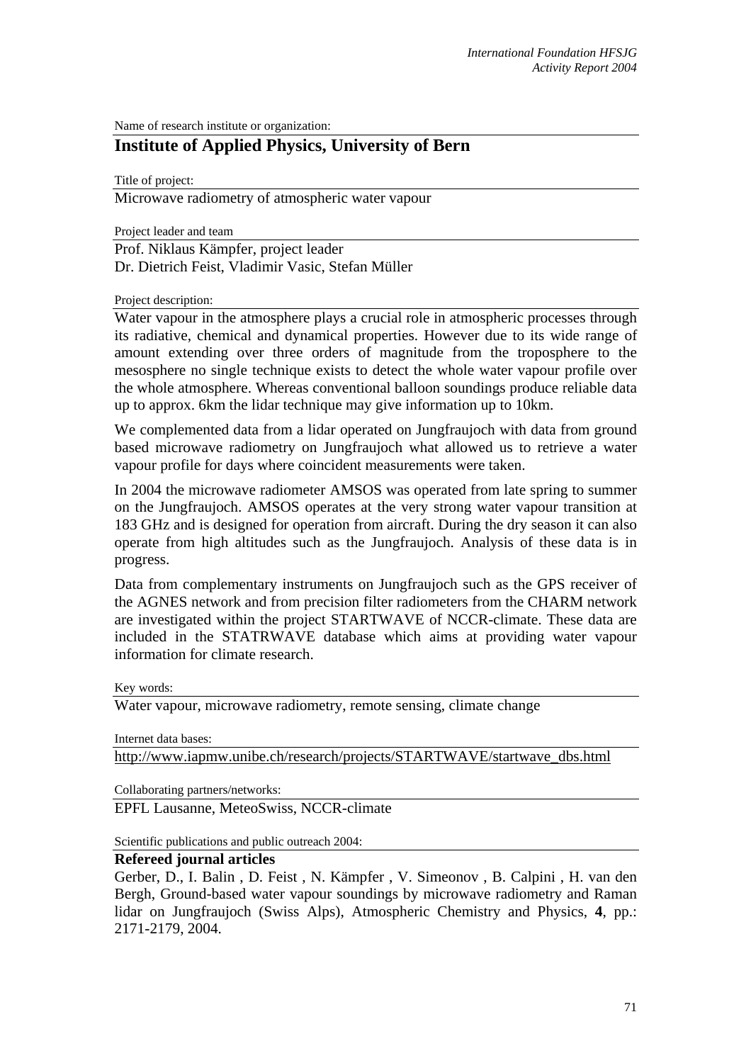Name of research institute or organization:

# Institute of Applied Physics, University of Bern

Title of project:

Microwave radiometry of atmospheric water vapour

Project leader and team

Prof. Niklaus Kämpfer, project leader
Dr. Dietrich Feist, Vladimir Vasic, Stefan Müller

Project description:

Water vapour in the atmosphere plays a crucial role in atmospheric processes through its radiative, chemical and dynamical properties. However due to its wide range of amount extending over three orders of magnitude from the troposphere to the mesosphere no single technique exists to detect the whole water vapour profile over the whole atmosphere. Whereas conventional balloon soundings produce reliable data up to approx. 6km the lidar technique may give information up to 10km.

We complemented data from a lidar operated on Jungfraujoch with data from ground based microwave radiometry on Jungfraujoch what allowed us to retrieve a water vapour profile for days where coincident measurements were taken.

In 2004 the microwave radiometer AMSOS was operated from late spring to summer on the Jungfraujoch. AMSOS operates at the very strong water vapour transition at 183 GHz and is designed for operation from aircraft. During the dry season it can also operate from high altitudes such as the Jungfraujoch. Analysis of these data is in progress.

Data from complementary instruments on Jungfraujoch such as the GPS receiver of the AGNES network and from precision filter radiometers from the CHARM network are investigated within the project STARTWAVE of NCCR-climate. These data are included in the STATRWAVE database which aims at providing water vapour information for climate research.

Key words:

Water vapour, microwave radiometry, remote sensing, climate change

Internet data bases:

http://www.iapmw.unibe.ch/research/projects/STARTWAVE/startwave_dbs.html

Collaborating partners/networks:

EPFL Lausanne, MeteoSwiss, NCCR-climate

Scientific publications and public outreach 2004:

**Refereed journal articles**

Gerber, D., I. Balin , D. Feist , N. Kämpfer , V. Simeonov , B. Calpini , H. van den Bergh, Ground-based water vapour soundings by microwave radiometry and Raman lidar on Jungfraujoch (Swiss Alps), Atmospheric Chemistry and Physics, **4**, pp.: 2171-2179, 2004.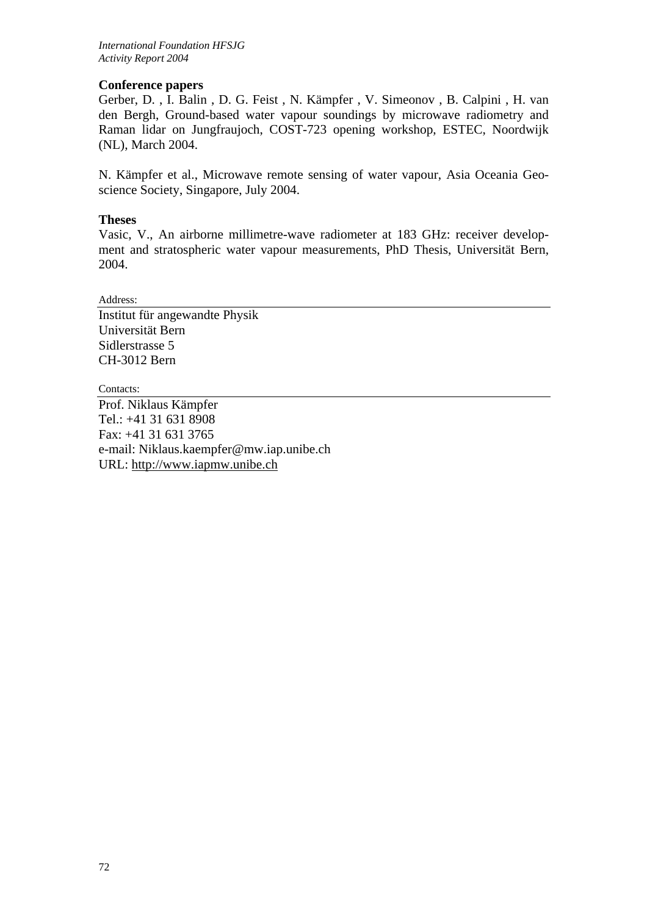### Conference papers

Gerber, D. , I. Balin , D. G. Feist , N. Kämpfer , V. Simeonov , B. Calpini , H. van den Bergh, Ground-based water vapour soundings by microwave radiometry and Raman lidar on Jungfraujoch, COST-723 opening workshop, ESTEC, Noordwijk (NL), March 2004.

N. Kämpfer et al., Microwave remote sensing of water vapour, Asia Oceania Geoscience Society, Singapore, July 2004.

### Theses

Vasic, V., An airborne millimetre-wave radiometer at 183 GHz: receiver development and stratospheric water vapour measurements, PhD Thesis, Universität Bern, 2004.

Address:

Institut für angewandte Physik
Universität Bern
Sidlerstrasse 5
CH-3012 Bern

Contacts:

Prof. Niklaus Kämpfer
Tel.: +41 31 631 8908
Fax: +41 31 631 3765
e-mail: Niklaus.kaempfer@mw.iap.unibe.ch
URL: http://www.iapmw.unibe.ch